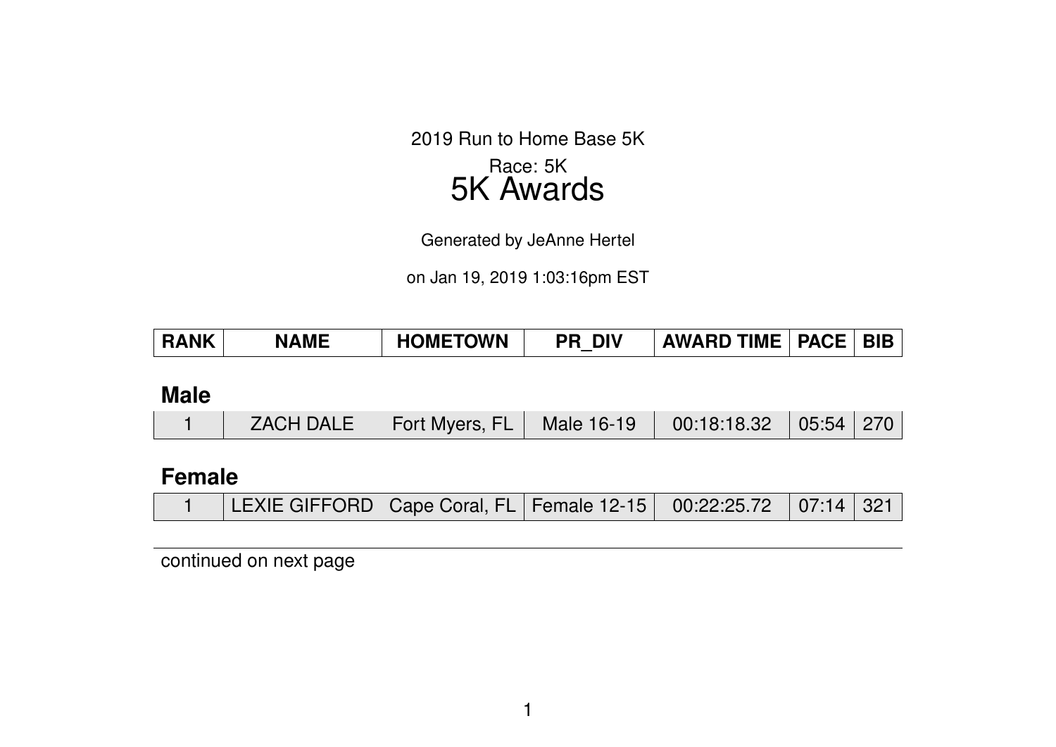2019 Run to Home Base 5K

Race: 5K

# 5K Awards

Generated by JeAnne Hertel

on Jan 19, 2019 1:03:16pm EST

| RANK | NAME | HOMETOWN | PR_DIV | AWARD TIME | PACE | BIB |
|---|---|---|---|---|---|---|
| **Male** | | | | | | |
| 1 | ZACH DALE | Fort Myers, FL | Male 16-19 | 00:18:18.32 | 05:54 | 270 |
| **Female** | | | | | | |
| 1 | LEXIE GIFFORD | Cape Coral, FL | Female 12-15 | 00:22:25.72 | 07:14 | 321 |

continued on next page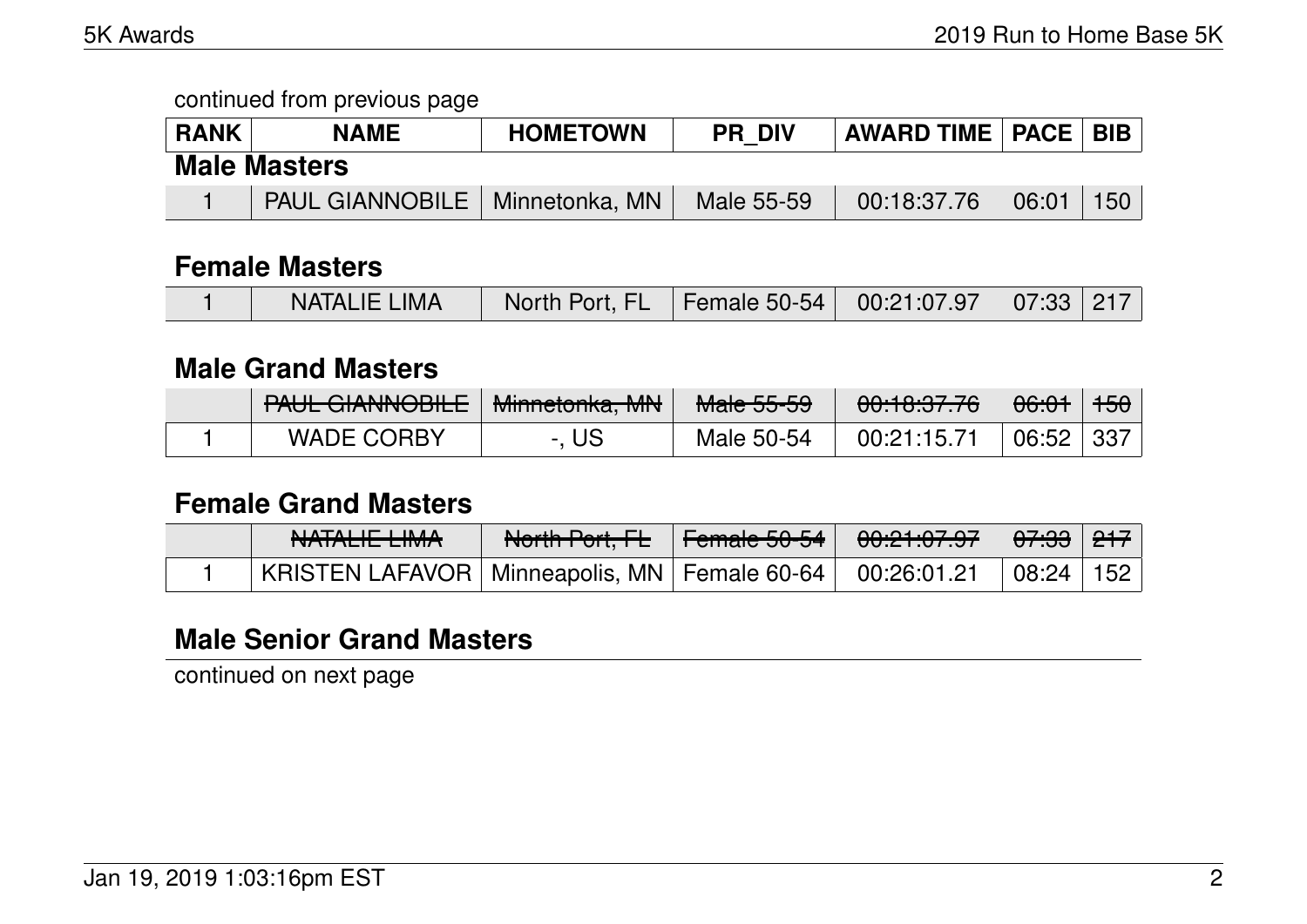continued from previous page

| RANK | NAME | HOMETOWN | PR_DIV | AWARD TIME | PACE | BIB |
|---|---|---|---|---|---|---|

### Male Masters

| RANK | NAME | HOMETOWN | PR_DIV | AWARD TIME | PACE | BIB |
|---|---|---|---|---|---|---|
| 1 | PAUL GIANNOBILE | Minnetonka, MN | Male 55-59 | 00:18:37.76 | 06:01 | 150 |

### Female Masters

| RANK | NAME | HOMETOWN | PR_DIV | AWARD TIME | PACE | BIB |
|---|---|---|---|---|---|---|
| 1 | NATALIE LIMA | North Port, FL | Female 50-54 | 00:21:07.97 | 07:33 | 217 |

### Male Grand Masters

| RANK | NAME | HOMETOWN | PR_DIV | AWARD TIME | PACE | BIB |
|---|---|---|---|---|---|---|
| | ~~PAUL GIANNOBILE~~ | ~~Minnetonka, MN~~ | ~~Male 55-59~~ | ~~00:18:37.76~~ | ~~06:01~~ | ~~150~~ |
| 1 | WADE CORBY | -, US | Male 50-54 | 00:21:15.71 | 06:52 | 337 |

### Female Grand Masters

| RANK | NAME | HOMETOWN | PR_DIV | AWARD TIME | PACE | BIB |
|---|---|---|---|---|---|---|
| | ~~NATALIE LIMA~~ | ~~North Port, FL~~ | ~~Female 50-54~~ | ~~00:21:07.97~~ | ~~07:33~~ | ~~217~~ |
| 1 | KRISTEN LAFAVOR | Minneapolis, MN | Female 60-64 | 00:26:01.21 | 08:24 | 152 |

### Male Senior Grand Masters

continued on next page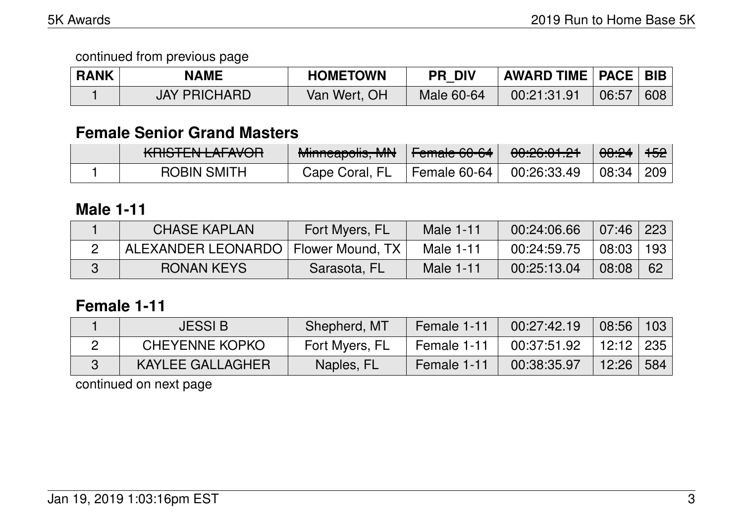continued from previous page

| RANK | NAME | HOMETOWN | PR_DIV | AWARD TIME | PACE | BIB |
|---|---|---|---|---|---|---|
| 1 | JAY PRICHARD | Van Wert, OH | Male 60-64 | 00:21:31.91 | 06:57 | 608 |

## Female Senior Grand Masters

| RANK | NAME | HOMETOWN | PR_DIV | AWARD TIME | PACE | BIB |
|---|---|---|---|---|---|---|
| | ~~KRISTEN LAFAVOR~~ | ~~Minneapolis, MN~~ | ~~Female 60-64~~ | ~~00:26:01.21~~ | ~~08:24~~ | ~~152~~ |
| 1 | ROBIN SMITH | Cape Coral, FL | Female 60-64 | 00:26:33.49 | 08:34 | 209 |

## Male 1-11

| RANK | NAME | HOMETOWN | PR_DIV | AWARD TIME | PACE | BIB |
|---|---|---|---|---|---|---|
| 1 | CHASE KAPLAN | Fort Myers, FL | Male 1-11 | 00:24:06.66 | 07:46 | 223 |
| 2 | ALEXANDER LEONARDO | Flower Mound, TX | Male 1-11 | 00:24:59.75 | 08:03 | 193 |
| 3 | RONAN KEYS | Sarasota, FL | Male 1-11 | 00:25:13.04 | 08:08 | 62 |

## Female 1-11

| RANK | NAME | HOMETOWN | PR_DIV | AWARD TIME | PACE | BIB |
|---|---|---|---|---|---|---|
| 1 | JESSI B | Shepherd, MT | Female 1-11 | 00:27:42.19 | 08:56 | 103 |
| 2 | CHEYENNE KOPKO | Fort Myers, FL | Female 1-11 | 00:37:51.92 | 12:12 | 235 |
| 3 | KAYLEE GALLAGHER | Naples, FL | Female 1-11 | 00:38:35.97 | 12:26 | 584 |

continued on next page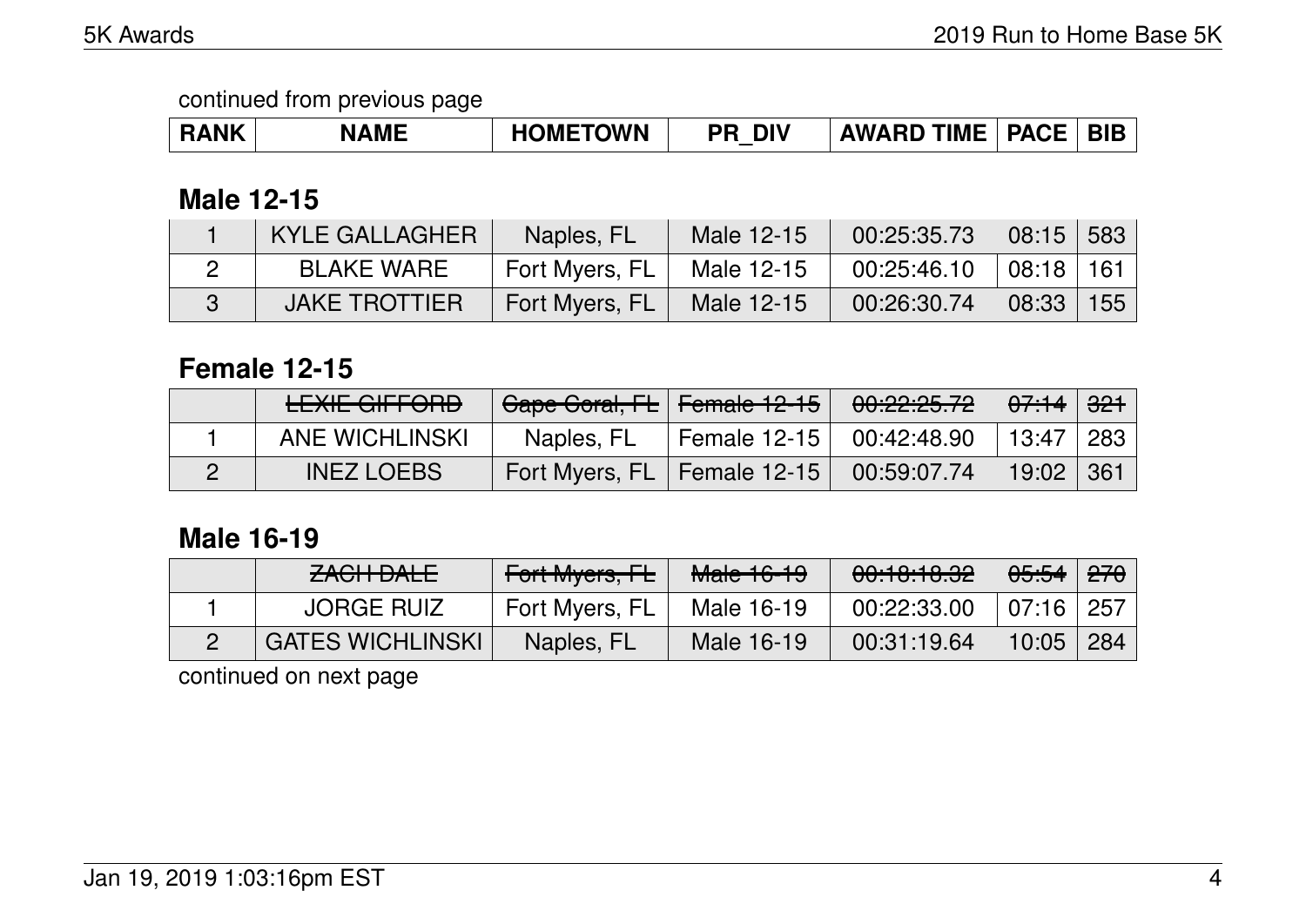continued from previous page

| RANK | NAME | HOMETOWN | PR_DIV | AWARD TIME | PACE | BIB |
|---|---|---|---|---|---|---|

## Male 12-15

| RANK | NAME | HOMETOWN | PR_DIV | AWARD TIME | PACE | BIB |
|---|---|---|---|---|---|---|
| 1 | KYLE GALLAGHER | Naples, FL | Male 12-15 | 00:25:35.73 | 08:15 | 583 |
| 2 | BLAKE WARE | Fort Myers, FL | Male 12-15 | 00:25:46.10 | 08:18 | 161 |
| 3 | JAKE TROTTIER | Fort Myers, FL | Male 12-15 | 00:26:30.74 | 08:33 | 155 |

## Female 12-15

| RANK | NAME | HOMETOWN | PR_DIV | AWARD TIME | PACE | BIB |
|---|---|---|---|---|---|---|
|  | ~~LEXIE GIFFORD~~ | ~~Cape Coral, FL~~ | ~~Female 12-15~~ | ~~00:22:25.72~~ | ~~07:14~~ | ~~321~~ |
| 1 | ANE WICHLINSKI | Naples, FL | Female 12-15 | 00:42:48.90 | 13:47 | 283 |
| 2 | INEZ LOEBS | Fort Myers, FL | Female 12-15 | 00:59:07.74 | 19:02 | 361 |

## Male 16-19

| RANK | NAME | HOMETOWN | PR_DIV | AWARD TIME | PACE | BIB |
|---|---|---|---|---|---|---|
|  | ~~ZACH DALE~~ | ~~Fort Myers, FL~~ | ~~Male 16-19~~ | ~~00:18:18.32~~ | ~~05:54~~ | ~~270~~ |
| 1 | JORGE RUIZ | Fort Myers, FL | Male 16-19 | 00:22:33.00 | 07:16 | 257 |
| 2 | GATES WICHLINSKI | Naples, FL | Male 16-19 | 00:31:19.64 | 10:05 | 284 |

continued on next page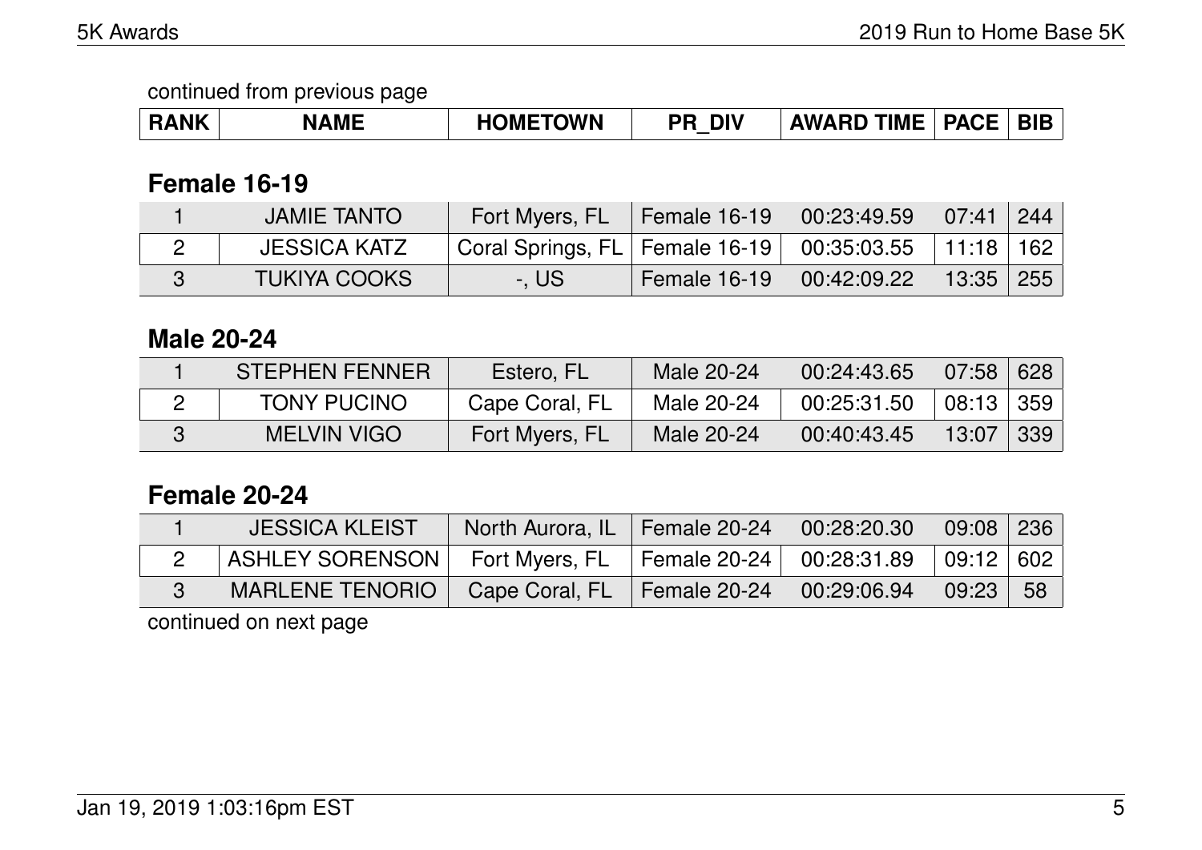continued from previous page

| RANK | NAME | HOMETOWN | PR_DIV | AWARD TIME | PACE | BIB |
|---|---|---|---|---|---|---|

## Female 16-19

| RANK | NAME | HOMETOWN | PR_DIV | AWARD TIME | PACE | BIB |
|---|---|---|---|---|---|---|
| 1 | JAMIE TANTO | Fort Myers, FL | Female 16-19 | 00:23:49.59 | 07:41 | 244 |
| 2 | JESSICA KATZ | Coral Springs, FL | Female 16-19 | 00:35:03.55 | 11:18 | 162 |
| 3 | TUKIYA COOKS | -, US | Female 16-19 | 00:42:09.22 | 13:35 | 255 |

## Male 20-24

| RANK | NAME | HOMETOWN | PR_DIV | AWARD TIME | PACE | BIB |
|---|---|---|---|---|---|---|
| 1 | STEPHEN FENNER | Estero, FL | Male 20-24 | 00:24:43.65 | 07:58 | 628 |
| 2 | TONY PUCINO | Cape Coral, FL | Male 20-24 | 00:25:31.50 | 08:13 | 359 |
| 3 | MELVIN VIGO | Fort Myers, FL | Male 20-24 | 00:40:43.45 | 13:07 | 339 |

## Female 20-24

| RANK | NAME | HOMETOWN | PR_DIV | AWARD TIME | PACE | BIB |
|---|---|---|---|---|---|---|
| 1 | JESSICA KLEIST | North Aurora, IL | Female 20-24 | 00:28:20.30 | 09:08 | 236 |
| 2 | ASHLEY SORENSON | Fort Myers, FL | Female 20-24 | 00:28:31.89 | 09:12 | 602 |
| 3 | MARLENE TENORIO | Cape Coral, FL | Female 20-24 | 00:29:06.94 | 09:23 | 58 |

continued on next page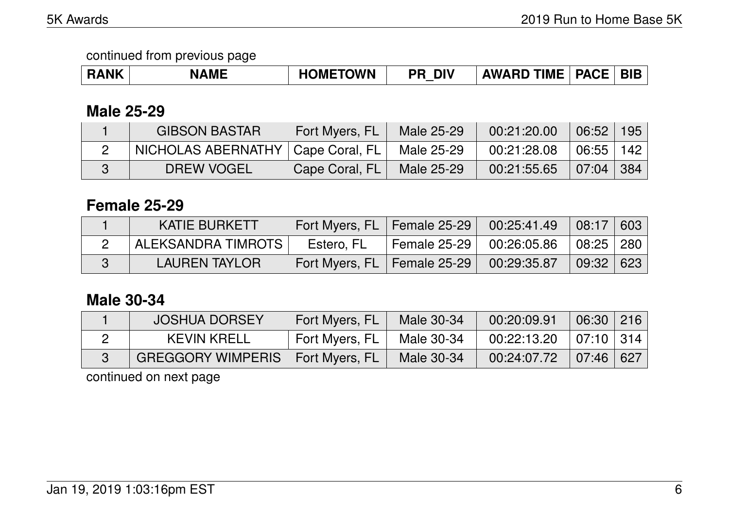continued from previous page

| RANK | NAME | HOMETOWN | PR_DIV | AWARD TIME | PACE | BIB |
|---|---|---|---|---|---|---|

## Male 25-29

| RANK | NAME | HOMETOWN | PR_DIV | AWARD TIME | PACE | BIB |
|---|---|---|---|---|---|---|
| 1 | GIBSON BASTAR | Fort Myers, FL | Male 25-29 | 00:21:20.00 | 06:52 | 195 |
| 2 | NICHOLAS ABERNATHY | Cape Coral, FL | Male 25-29 | 00:21:28.08 | 06:55 | 142 |
| 3 | DREW VOGEL | Cape Coral, FL | Male 25-29 | 00:21:55.65 | 07:04 | 384 |

## Female 25-29

| RANK | NAME | HOMETOWN | PR_DIV | AWARD TIME | PACE | BIB |
|---|---|---|---|---|---|---|
| 1 | KATIE BURKETT | Fort Myers, FL | Female 25-29 | 00:25:41.49 | 08:17 | 603 |
| 2 | ALEKSANDRA TIMROTS | Estero, FL | Female 25-29 | 00:26:05.86 | 08:25 | 280 |
| 3 | LAUREN TAYLOR | Fort Myers, FL | Female 25-29 | 00:29:35.87 | 09:32 | 623 |

## Male 30-34

| RANK | NAME | HOMETOWN | PR_DIV | AWARD TIME | PACE | BIB |
|---|---|---|---|---|---|---|
| 1 | JOSHUA DORSEY | Fort Myers, FL | Male 30-34 | 00:20:09.91 | 06:30 | 216 |
| 2 | KEVIN KRELL | Fort Myers, FL | Male 30-34 | 00:22:13.20 | 07:10 | 314 |
| 3 | GREGGORY WIMPERIS | Fort Myers, FL | Male 30-34 | 00:24:07.72 | 07:46 | 627 |

continued on next page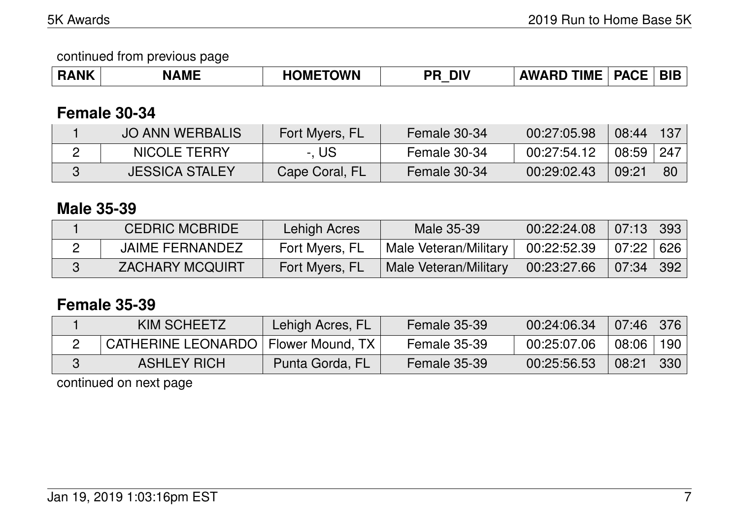continued from previous page

| RANK | NAME | HOMETOWN | PR_DIV | AWARD TIME | PACE | BIB |
|---|---|---|---|---|---|---|

## Female 30-34

| RANK | NAME | HOMETOWN | PR_DIV | AWARD TIME | PACE | BIB |
|---|---|---|---|---|---|---|
| 1 | JO ANN WERBALIS | Fort Myers, FL | Female 30-34 | 00:27:05.98 | 08:44 | 137 |
| 2 | NICOLE TERRY | -, US | Female 30-34 | 00:27:54.12 | 08:59 | 247 |
| 3 | JESSICA STALEY | Cape Coral, FL | Female 30-34 | 00:29:02.43 | 09:21 | 80 |

## Male 35-39

| RANK | NAME | HOMETOWN | PR_DIV | AWARD TIME | PACE | BIB |
|---|---|---|---|---|---|---|
| 1 | CEDRIC MCBRIDE | Lehigh Acres | Male 35-39 | 00:22:24.08 | 07:13 | 393 |
| 2 | JAIME FERNANDEZ | Fort Myers, FL | Male Veteran/Military | 00:22:52.39 | 07:22 | 626 |
| 3 | ZACHARY MCQUIRT | Fort Myers, FL | Male Veteran/Military | 00:23:27.66 | 07:34 | 392 |

## Female 35-39

| RANK | NAME | HOMETOWN | PR_DIV | AWARD TIME | PACE | BIB |
|---|---|---|---|---|---|---|
| 1 | KIM SCHEETZ | Lehigh Acres, FL | Female 35-39 | 00:24:06.34 | 07:46 | 376 |
| 2 | CATHERINE LEONARDO | Flower Mound, TX | Female 35-39 | 00:25:07.06 | 08:06 | 190 |
| 3 | ASHLEY RICH | Punta Gorda, FL | Female 35-39 | 00:25:56.53 | 08:21 | 330 |

continued on next page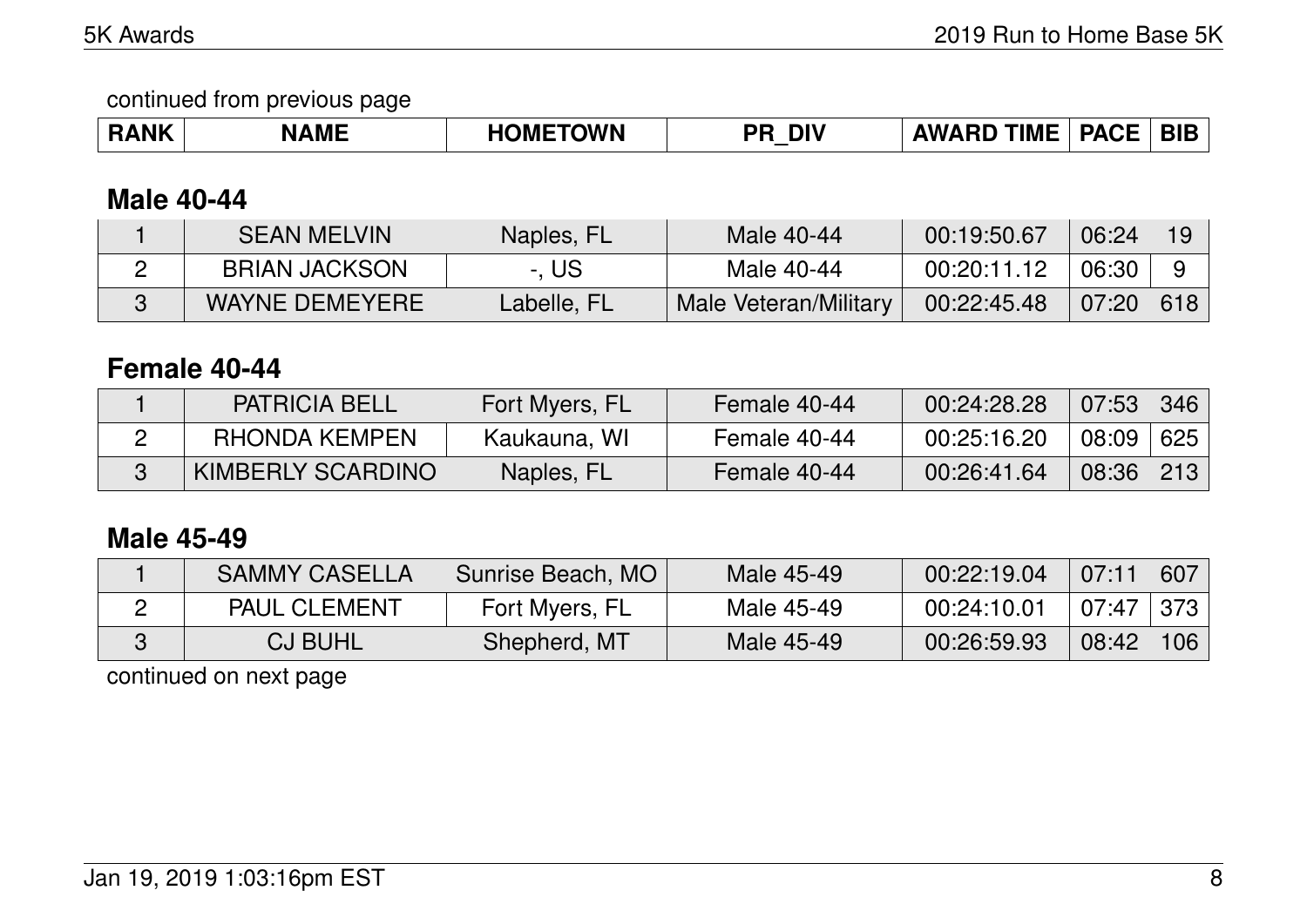continued from previous page

| RANK | NAME | HOMETOWN | PR_DIV | AWARD TIME | PACE | BIB |
|---|---|---|---|---|---|---|

## Male 40-44

| RANK | NAME | HOMETOWN | PR_DIV | AWARD TIME | PACE | BIB |
|---|---|---|---|---|---|---|
| 1 | SEAN MELVIN | Naples, FL | Male 40-44 | 00:19:50.67 | 06:24 | 19 |
| 2 | BRIAN JACKSON | -, US | Male 40-44 | 00:20:11.12 | 06:30 | 9 |
| 3 | WAYNE DEMEYERE | Labelle, FL | Male Veteran/Military | 00:22:45.48 | 07:20 | 618 |

## Female 40-44

| RANK | NAME | HOMETOWN | PR_DIV | AWARD TIME | PACE | BIB |
|---|---|---|---|---|---|---|
| 1 | PATRICIA BELL | Fort Myers, FL | Female 40-44 | 00:24:28.28 | 07:53 | 346 |
| 2 | RHONDA KEMPEN | Kaukauna, WI | Female 40-44 | 00:25:16.20 | 08:09 | 625 |
| 3 | KIMBERLY SCARDINO | Naples, FL | Female 40-44 | 00:26:41.64 | 08:36 | 213 |

## Male 45-49

| RANK | NAME | HOMETOWN | PR_DIV | AWARD TIME | PACE | BIB |
|---|---|---|---|---|---|---|
| 1 | SAMMY CASELLA | Sunrise Beach, MO | Male 45-49 | 00:22:19.04 | 07:11 | 607 |
| 2 | PAUL CLEMENT | Fort Myers, FL | Male 45-49 | 00:24:10.01 | 07:47 | 373 |
| 3 | CJ BUHL | Shepherd, MT | Male 45-49 | 00:26:59.93 | 08:42 | 106 |

continued on next page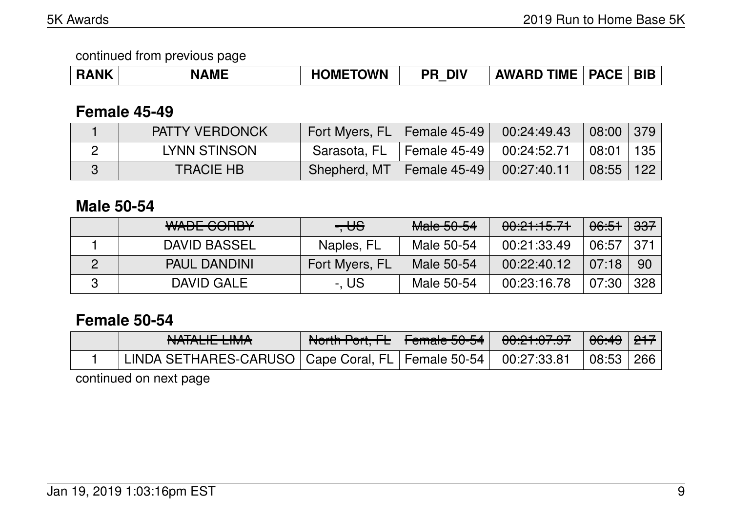continued from previous page

| RANK | NAME | HOMETOWN | PR_DIV | AWARD TIME | PACE | BIB |
|---|---|---|---|---|---|---|

## Female 45-49

| RANK | NAME | HOMETOWN | PR_DIV | AWARD TIME | PACE | BIB |
|---|---|---|---|---|---|---|
| 1 | PATTY VERDONCK | Fort Myers, FL | Female 45-49 | 00:24:49.43 | 08:00 | 379 |
| 2 | LYNN STINSON | Sarasota, FL | Female 45-49 | 00:24:52.71 | 08:01 | 135 |
| 3 | TRACIE HB | Shepherd, MT | Female 45-49 | 00:27:40.11 | 08:55 | 122 |

## Male 50-54

| RANK | NAME | HOMETOWN | PR_DIV | AWARD TIME | PACE | BIB |
|---|---|---|---|---|---|---|
| | ~~WADE CORBY~~ | ~~-, US~~ | ~~Male 50-54~~ | ~~00:21:15.71~~ | ~~06:51~~ | ~~337~~ |
| 1 | DAVID BASSEL | Naples, FL | Male 50-54 | 00:21:33.49 | 06:57 | 371 |
| 2 | PAUL DANDINI | Fort Myers, FL | Male 50-54 | 00:22:40.12 | 07:18 | 90 |
| 3 | DAVID GALE | -, US | Male 50-54 | 00:23:16.78 | 07:30 | 328 |

## Female 50-54

| RANK | NAME | HOMETOWN | PR_DIV | AWARD TIME | PACE | BIB |
|---|---|---|---|---|---|---|
| | ~~NATALIE LIMA~~ | ~~North Port, FL~~ | ~~Female 50-54~~ | ~~00:21:07.97~~ | ~~06:49~~ | ~~217~~ |
| 1 | LINDA SETHARES-CARUSO | Cape Coral, FL | Female 50-54 | 00:27:33.81 | 08:53 | 266 |

continued on next page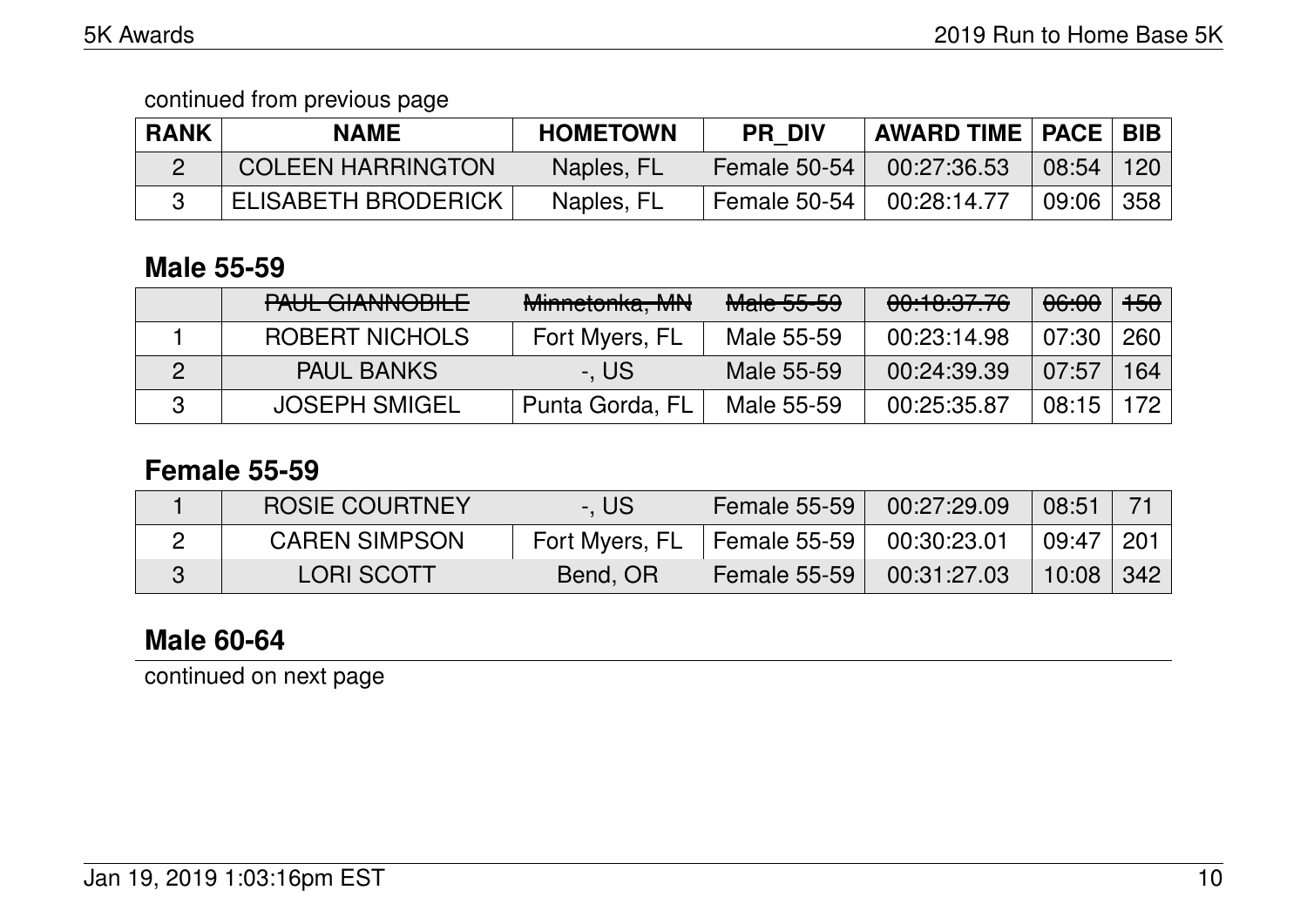continued from previous page

| RANK | NAME | HOMETOWN | PR_DIV | AWARD TIME | PACE | BIB |
|---|---|---|---|---|---|---|
| 2 | COLEEN HARRINGTON | Naples, FL | Female 50-54 | 00:27:36.53 | 08:54 | 120 |
| 3 | ELISABETH BRODERICK | Naples, FL | Female 50-54 | 00:28:14.77 | 09:06 | 358 |

### Male 55-59

| RANK | NAME | HOMETOWN | PR_DIV | AWARD TIME | PACE | BIB |
|---|---|---|---|---|---|---|
| | ~~PAUL GIANNOBILE~~ | ~~Minnetonka, MN~~ | ~~Male 55-59~~ | ~~00:18:37.76~~ | ~~06:00~~ | ~~150~~ |
| 1 | ROBERT NICHOLS | Fort Myers, FL | Male 55-59 | 00:23:14.98 | 07:30 | 260 |
| 2 | PAUL BANKS | -, US | Male 55-59 | 00:24:39.39 | 07:57 | 164 |
| 3 | JOSEPH SMIGEL | Punta Gorda, FL | Male 55-59 | 00:25:35.87 | 08:15 | 172 |

### Female 55-59

| RANK | NAME | HOMETOWN | PR_DIV | AWARD TIME | PACE | BIB |
|---|---|---|---|---|---|---|
| 1 | ROSIE COURTNEY | -, US | Female 55-59 | 00:27:29.09 | 08:51 | 71 |
| 2 | CAREN SIMPSON | Fort Myers, FL | Female 55-59 | 00:30:23.01 | 09:47 | 201 |
| 3 | LORI SCOTT | Bend, OR | Female 55-59 | 00:31:27.03 | 10:08 | 342 |

### Male 60-64

continued on next page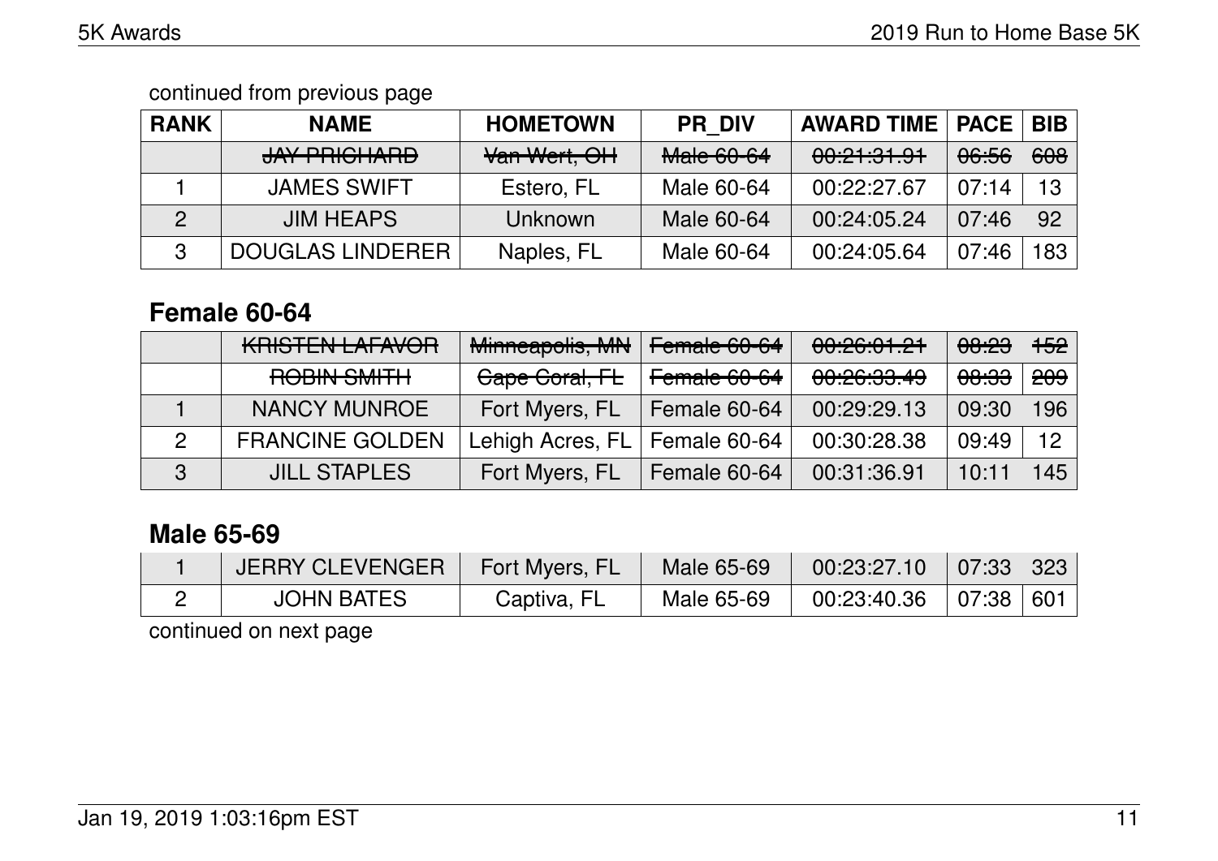continued from previous page

| RANK | NAME | HOMETOWN | PR_DIV | AWARD TIME | PACE | BIB |
|---|---|---|---|---|---|---|
| | ~~JAY PRICHARD~~ | ~~Van Wert, OH~~ | ~~Male 60-64~~ | ~~00:21:31.91~~ | ~~06:56~~ | ~~608~~ |
| 1 | JAMES SWIFT | Estero, FL | Male 60-64 | 00:22:27.67 | 07:14 | 13 |
| 2 | JIM HEAPS | Unknown | Male 60-64 | 00:24:05.24 | 07:46 | 92 |
| 3 | DOUGLAS LINDERER | Naples, FL | Male 60-64 | 00:24:05.64 | 07:46 | 183 |

## Female 60-64

| RANK | NAME | HOMETOWN | PR_DIV | AWARD TIME | PACE | BIB |
|---|---|---|---|---|---|---|
| | ~~KRISTEN LAFAVOR~~ | ~~Minneapolis, MN~~ | ~~Female 60-64~~ | ~~00:26:01.21~~ | ~~08:23~~ | ~~152~~ |
| | ~~ROBIN SMITH~~ | ~~Cape Coral, FL~~ | ~~Female 60-64~~ | ~~00:26:33.49~~ | ~~08:33~~ | ~~209~~ |
| 1 | NANCY MUNROE | Fort Myers, FL | Female 60-64 | 00:29:29.13 | 09:30 | 196 |
| 2 | FRANCINE GOLDEN | Lehigh Acres, FL | Female 60-64 | 00:30:28.38 | 09:49 | 12 |
| 3 | JILL STAPLES | Fort Myers, FL | Female 60-64 | 00:31:36.91 | 10:11 | 145 |

## Male 65-69

| RANK | NAME | HOMETOWN | PR_DIV | AWARD TIME | PACE | BIB |
|---|---|---|---|---|---|---|
| 1 | JERRY CLEVENGER | Fort Myers, FL | Male 65-69 | 00:23:27.10 | 07:33 | 323 |
| 2 | JOHN BATES | Captiva, FL | Male 65-69 | 00:23:40.36 | 07:38 | 601 |

continued on next page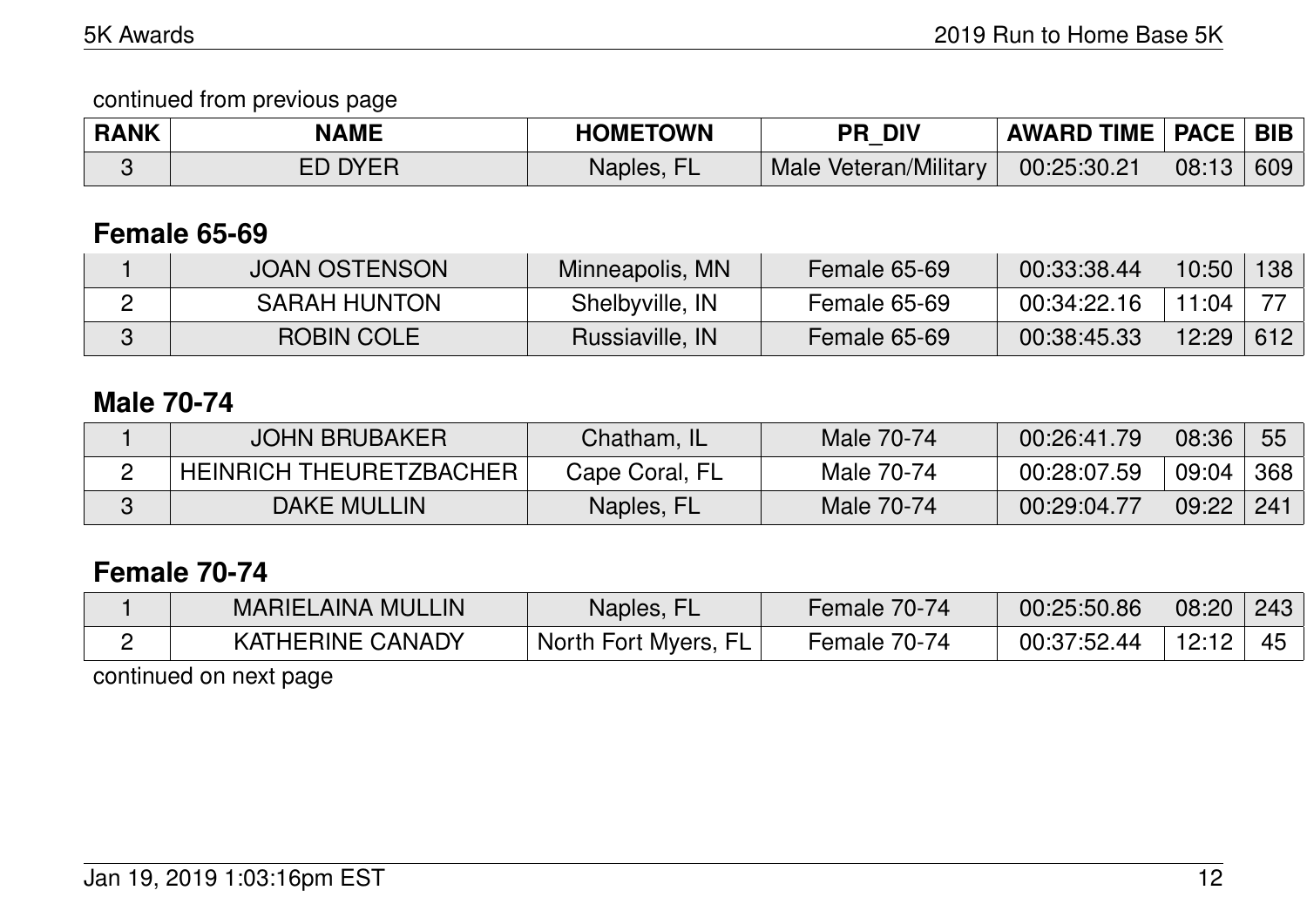continued from previous page

| RANK | NAME | HOMETOWN | PR_DIV | AWARD TIME | PACE | BIB |
|---|---|---|---|---|---|---|
| 3 | ED DYER | Naples, FL | Male Veteran/Military | 00:25:30.21 | 08:13 | 609 |

## Female 65-69

| RANK | NAME | HOMETOWN | PR_DIV | AWARD TIME | PACE | BIB |
|---|---|---|---|---|---|---|
| 1 | JOAN OSTENSON | Minneapolis, MN | Female 65-69 | 00:33:38.44 | 10:50 | 138 |
| 2 | SARAH HUNTON | Shelbyville, IN | Female 65-69 | 00:34:22.16 | 11:04 | 77 |
| 3 | ROBIN COLE | Russiaville, IN | Female 65-69 | 00:38:45.33 | 12:29 | 612 |

## Male 70-74

| RANK | NAME | HOMETOWN | PR_DIV | AWARD TIME | PACE | BIB |
|---|---|---|---|---|---|---|
| 1 | JOHN BRUBAKER | Chatham, IL | Male 70-74 | 00:26:41.79 | 08:36 | 55 |
| 2 | HEINRICH THEURETZBACHER | Cape Coral, FL | Male 70-74 | 00:28:07.59 | 09:04 | 368 |
| 3 | DAKE MULLIN | Naples, FL | Male 70-74 | 00:29:04.77 | 09:22 | 241 |

## Female 70-74

| RANK | NAME | HOMETOWN | PR_DIV | AWARD TIME | PACE | BIB |
|---|---|---|---|---|---|---|
| 1 | MARIELAINA MULLIN | Naples, FL | Female 70-74 | 00:25:50.86 | 08:20 | 243 |
| 2 | KATHERINE CANADY | North Fort Myers, FL | Female 70-74 | 00:37:52.44 | 12:12 | 45 |

continued on next page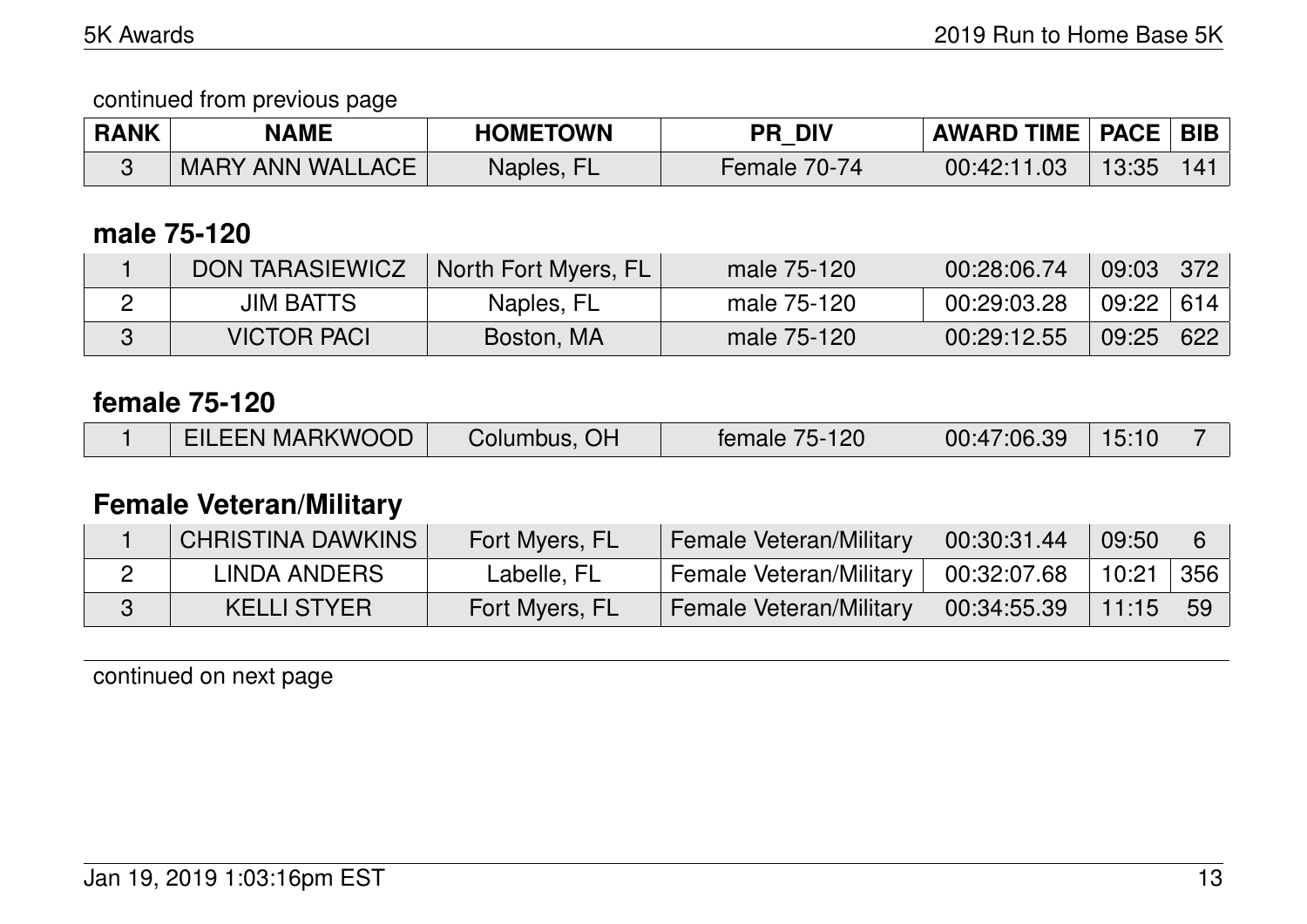continued from previous page

| RANK | NAME | HOMETOWN | PR_DIV | AWARD TIME | PACE | BIB |
|---|---|---|---|---|---|---|
| 3 | MARY ANN WALLACE | Naples, FL | Female 70-74 | 00:42:11.03 | 13:35 | 141 |

## male 75-120

| RANK | NAME | HOMETOWN | PR_DIV | AWARD TIME | PACE | BIB |
|---|---|---|---|---|---|---|
| 1 | DON TARASIEWICZ | North Fort Myers, FL | male 75-120 | 00:28:06.74 | 09:03 | 372 |
| 2 | JIM BATTS | Naples, FL | male 75-120 | 00:29:03.28 | 09:22 | 614 |
| 3 | VICTOR PACI | Boston, MA | male 75-120 | 00:29:12.55 | 09:25 | 622 |

## female 75-120

| RANK | NAME | HOMETOWN | PR_DIV | AWARD TIME | PACE | BIB |
|---|---|---|---|---|---|---|
| 1 | EILEEN MARKWOOD | Columbus, OH | female 75-120 | 00:47:06.39 | 15:10 | 7 |

## Female Veteran/Military

| RANK | NAME | HOMETOWN | PR_DIV | AWARD TIME | PACE | BIB |
|---|---|---|---|---|---|---|
| 1 | CHRISTINA DAWKINS | Fort Myers, FL | Female Veteran/Military | 00:30:31.44 | 09:50 | 6 |
| 2 | LINDA ANDERS | Labelle, FL | Female Veteran/Military | 00:32:07.68 | 10:21 | 356 |
| 3 | KELLI STYER | Fort Myers, FL | Female Veteran/Military | 00:34:55.39 | 11:15 | 59 |

continued on next page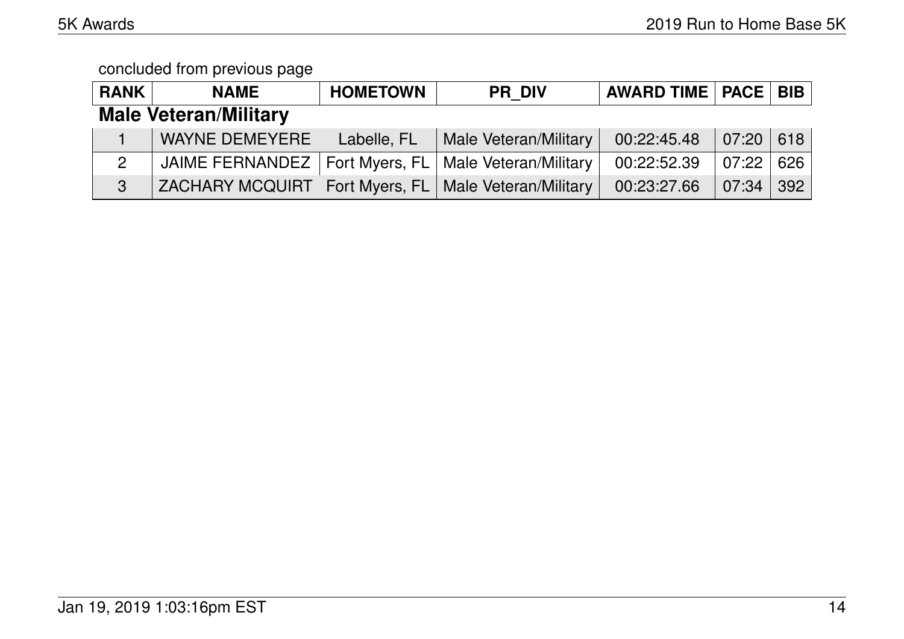concluded from previous page

| RANK | NAME | HOMETOWN | PR_DIV | AWARD TIME | PACE | BIB |
|---|---|---|---|---|---|---|
| **Male Veteran/Military** | | | | | | |
| 1 | WAYNE DEMEYERE | Labelle, FL | Male Veteran/Military | 00:22:45.48 | 07:20 | 618 |
| 2 | JAIME FERNANDEZ | Fort Myers, FL | Male Veteran/Military | 00:22:52.39 | 07:22 | 626 |
| 3 | ZACHARY MCQUIRT | Fort Myers, FL | Male Veteran/Military | 00:23:27.66 | 07:34 | 392 |